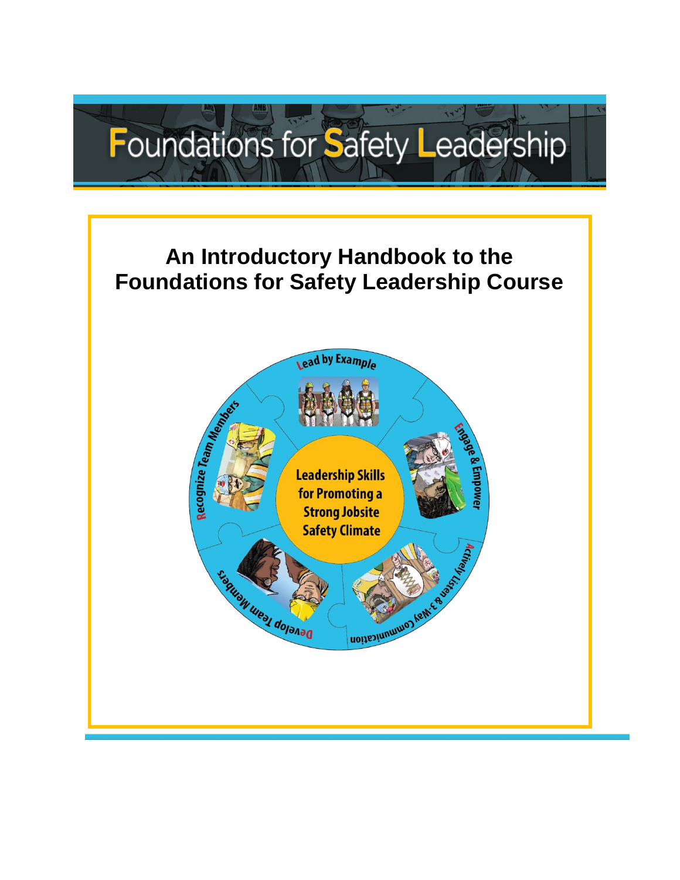# Foundations for Safety Leadership

## An Introductory Handbook to the Foundations for Safety Leadership Course

Lead by Example

Engage & Empower

Actively Listen & 3-Way Communication

Develop Team Members

Recognize Team Members

Leadership Skills for Promoting a Strong Jobsite Safety Climate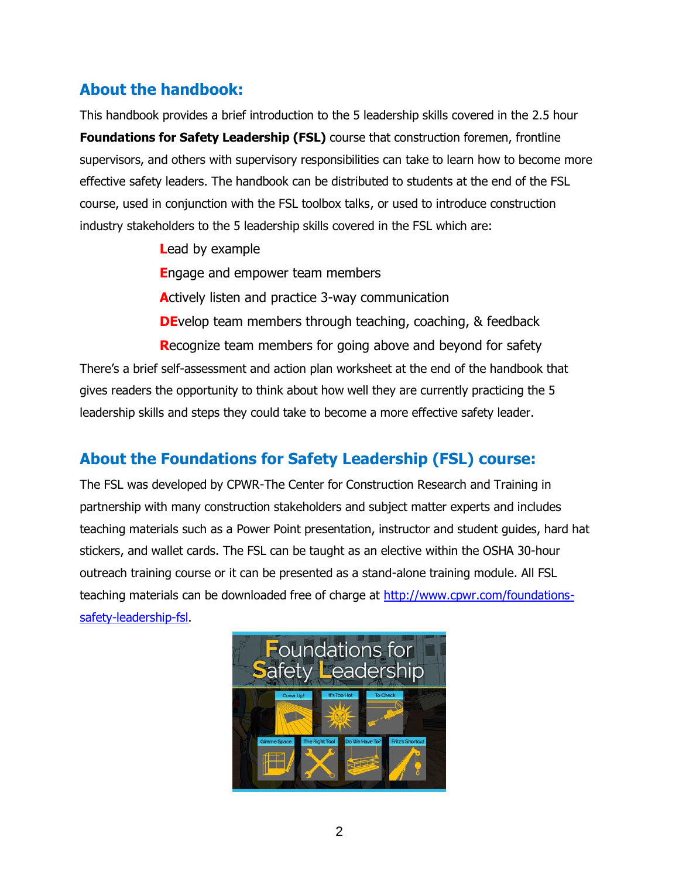## About the handbook:

This handbook provides a brief introduction to the 5 leadership skills covered in the 2.5 hour **Foundations for Safety Leadership (FSL)** course that construction foremen, frontline supervisors, and others with supervisory responsibilities can take to learn how to become more effective safety leaders. The handbook can be distributed to students at the end of the FSL course, used in conjunction with the FSL toolbox talks, or used to introduce construction industry stakeholders to the 5 leadership skills covered in the FSL which are:

- **L**ead by example
- **E**ngage and empower team members
- **A**ctively listen and practice 3-way communication
- **DE**velop team members through teaching, coaching, & feedback
- **R**ecognize team members for going above and beyond for safety

There's a brief self-assessment and action plan worksheet at the end of the handbook that gives readers the opportunity to think about how well they are currently practicing the 5 leadership skills and steps they could take to become a more effective safety leader.

## About the Foundations for Safety Leadership (FSL) course:

The FSL was developed by CPWR-The Center for Construction Research and Training in partnership with many construction stakeholders and subject matter experts and includes teaching materials such as a Power Point presentation, instructor and student guides, hard hat stickers, and wallet cards. The FSL can be taught as an elective within the OSHA 30-hour outreach training course or it can be presented as a stand-alone training module. All FSL teaching materials can be downloaded free of charge at [http://www.cpwr.com/foundations-safety-leadership-fsl](http://www.cpwr.com/foundations-safety-leadership-fsl).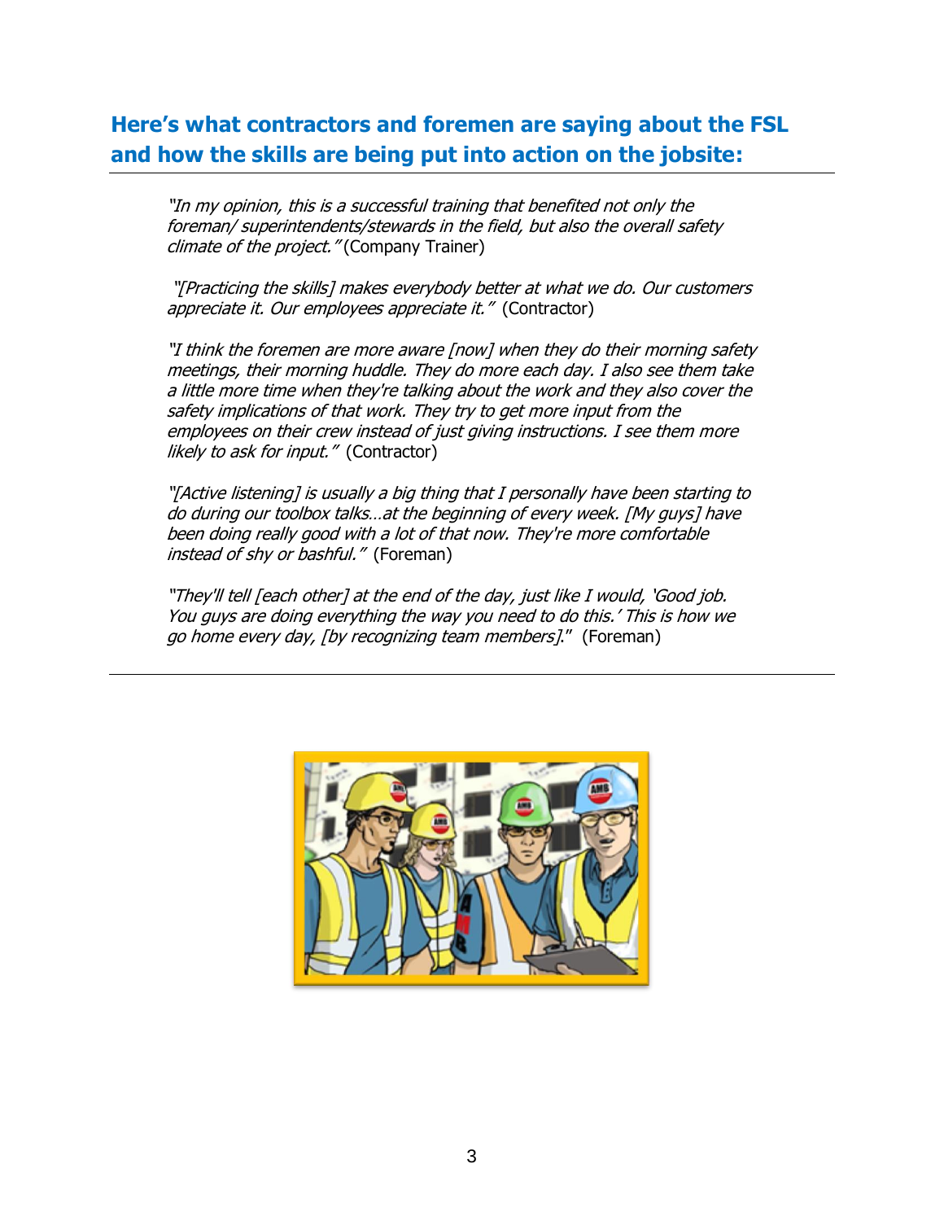## Here's what contractors and foremen are saying about the FSL and how the skills are being put into action on the jobsite:

*"In my opinion, this is a successful training that benefited not only the foreman/ superintendents/stewards in the field, but also the overall safety climate of the project."* (Company Trainer)

*"[Practicing the skills] makes everybody better at what we do. Our customers appreciate it. Our employees appreciate it."* (Contractor)

*"I think the foremen are more aware [now] when they do their morning safety meetings, their morning huddle. They do more each day. I also see them take a little more time when they're talking about the work and they also cover the safety implications of that work. They try to get more input from the employees on their crew instead of just giving instructions. I see them more likely to ask for input."* (Contractor)

*"[Active listening] is usually a big thing that I personally have been starting to do during our toolbox talks…at the beginning of every week. [My guys] have been doing really good with a lot of that now. They're more comfortable instead of shy or bashful."* (Foreman)

*"They'll tell [each other] at the end of the day, just like I would, 'Good job. You guys are doing everything the way you need to do this.' This is how we go home every day, [by recognizing team members]."* (Foreman)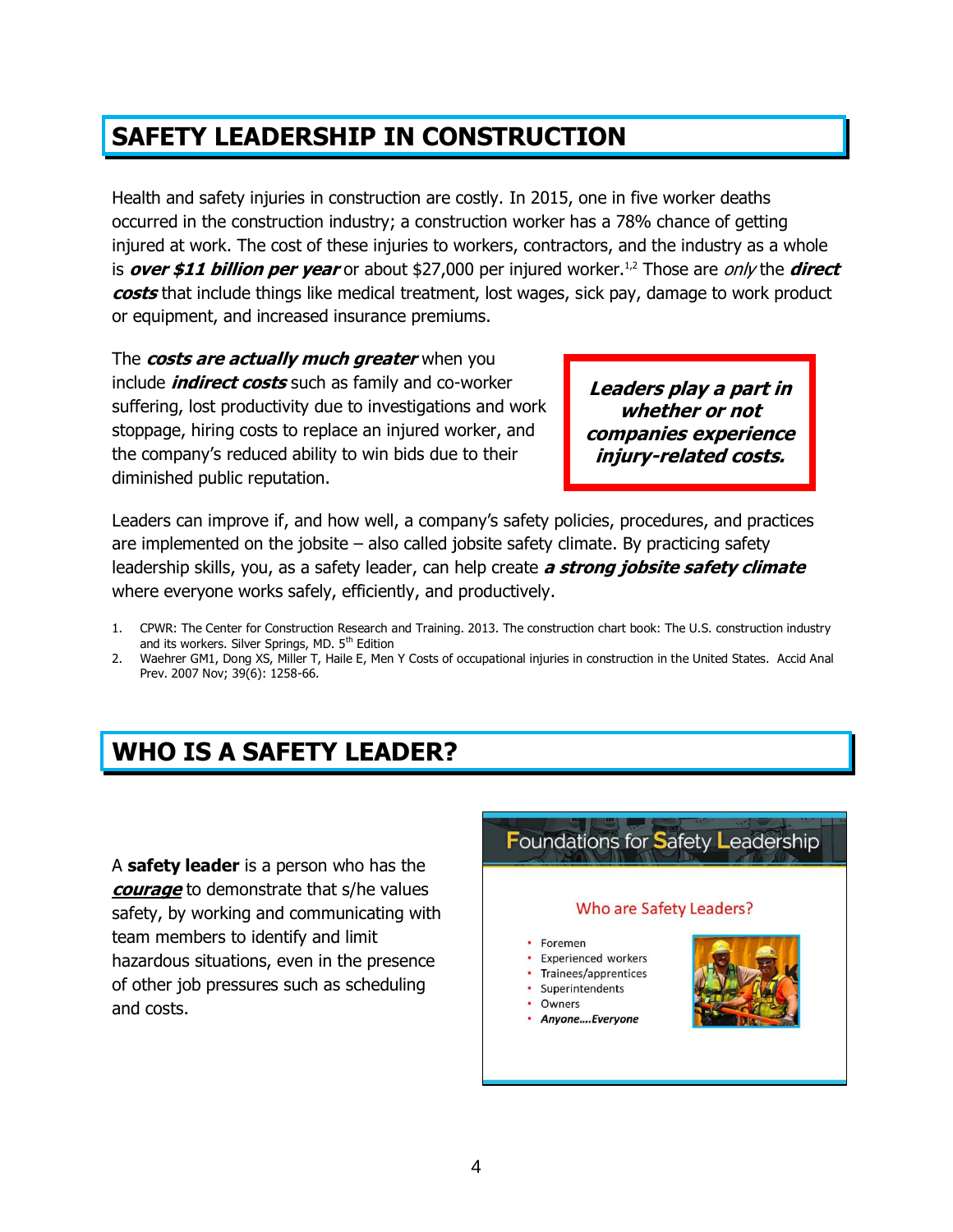## SAFETY LEADERSHIP IN CONSTRUCTION

Health and safety injuries in construction are costly. In 2015, one in five worker deaths occurred in the construction industry; a construction worker has a 78% chance of getting injured at work. The cost of these injuries to workers, contractors, and the industry as a whole is ***over $11 billion per year*** or about $27,000 per injured worker.[1,2] Those are *only* the ***direct costs*** that include things like medical treatment, lost wages, sick pay, damage to work product or equipment, and increased insurance premiums.

The ***costs are actually much greater*** when you include ***indirect costs*** such as family and co-worker suffering, lost productivity due to investigations and work stoppage, hiring costs to replace an injured worker, and the company's reduced ability to win bids due to their diminished public reputation.

***Leaders play a part in whether or not companies experience injury-related costs.***

Leaders can improve if, and how well, a company's safety policies, procedures, and practices are implemented on the jobsite – also called jobsite safety climate. By practicing safety leadership skills, you, as a safety leader, can help create ***a strong jobsite safety climate*** where everyone works safely, efficiently, and productively.

1. CPWR: The Center for Construction Research and Training. 2013. The construction chart book: The U.S. construction industry and its workers. Silver Springs, MD. 5th Edition
2. Waehrer GM1, Dong XS, Miller T, Haile E, Men Y Costs of occupational injuries in construction in the United States. Accid Anal Prev. 2007 Nov; 39(6): 1258-66.

## WHO IS A SAFETY LEADER?

A **safety leader** is a person who has the ***courage*** to demonstrate that s/he values safety, by working and communicating with team members to identify and limit hazardous situations, even in the presence of other job pressures such as scheduling and costs.

**Foundations for Safety Leadership**

Who are Safety Leaders?

- Foremen
- Experienced workers
- Trainees/apprentices
- Superintendents
- Owners
- ***Anyone….Everyone***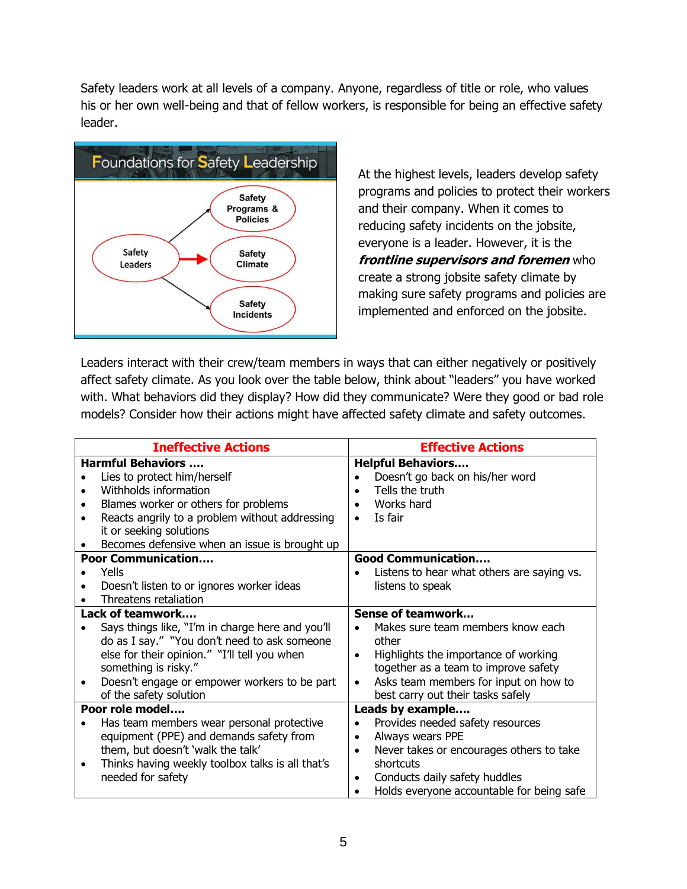Safety leaders work at all levels of a company. Anyone, regardless of title or role, who values his or her own well-being and that of fellow workers, is responsible for being an effective safety leader.

**Foundations for Safety Leadership**

Safety Leaders → Safety Programs & Policies

Safety Leaders → Safety Climate

Safety Leaders → Safety Incidents

At the highest levels, leaders develop safety programs and policies to protect their workers and their company. When it comes to reducing safety incidents on the jobsite, everyone is a leader. However, it is the ***frontline supervisors and foremen*** who create a strong jobsite safety climate by making sure safety programs and policies are implemented and enforced on the jobsite.

Leaders interact with their crew/team members in ways that can either negatively or positively affect safety climate. As you look over the table below, think about "leaders" you have worked with. What behaviors did they display? How did they communicate? Were they good or bad role models? Consider how their actions might have affected safety climate and safety outcomes.

| Ineffective Actions | Effective Actions |
|---|---|
| **Harmful Behaviors ….**<br>• Lies to protect him/herself<br>• Withholds information<br>• Blames worker or others for problems<br>• Reacts angrily to a problem without addressing it or seeking solutions<br>• Becomes defensive when an issue is brought up | **Helpful Behaviors….**<br>• Doesn't go back on his/her word<br>• Tells the truth<br>• Works hard<br>• Is fair |
| **Poor Communication….**<br>• Yells<br>• Doesn't listen to or ignores worker ideas<br>• Threatens retaliation | **Good Communication….**<br>• Listens to hear what others are saying vs. listens to speak |
| **Lack of teamwork….**<br>• Says things like, "I'm in charge here and you'll do as I say." "You don't need to ask someone else for their opinion." "I'll tell you when something is risky."<br>• Doesn't engage or empower workers to be part of the safety solution | **Sense of teamwork…**<br>• Makes sure team members know each other<br>• Highlights the importance of working together as a team to improve safety<br>• Asks team members for input on how to best carry out their tasks safely |
| **Poor role model….**<br>• Has team members wear personal protective equipment (PPE) and demands safety from them, but doesn't 'walk the talk'<br>• Thinks having weekly toolbox talks is all that's needed for safety | **Leads by example….**<br>• Provides needed safety resources<br>• Always wears PPE<br>• Never takes or encourages others to take shortcuts<br>• Conducts daily safety huddles<br>• Holds everyone accountable for being safe |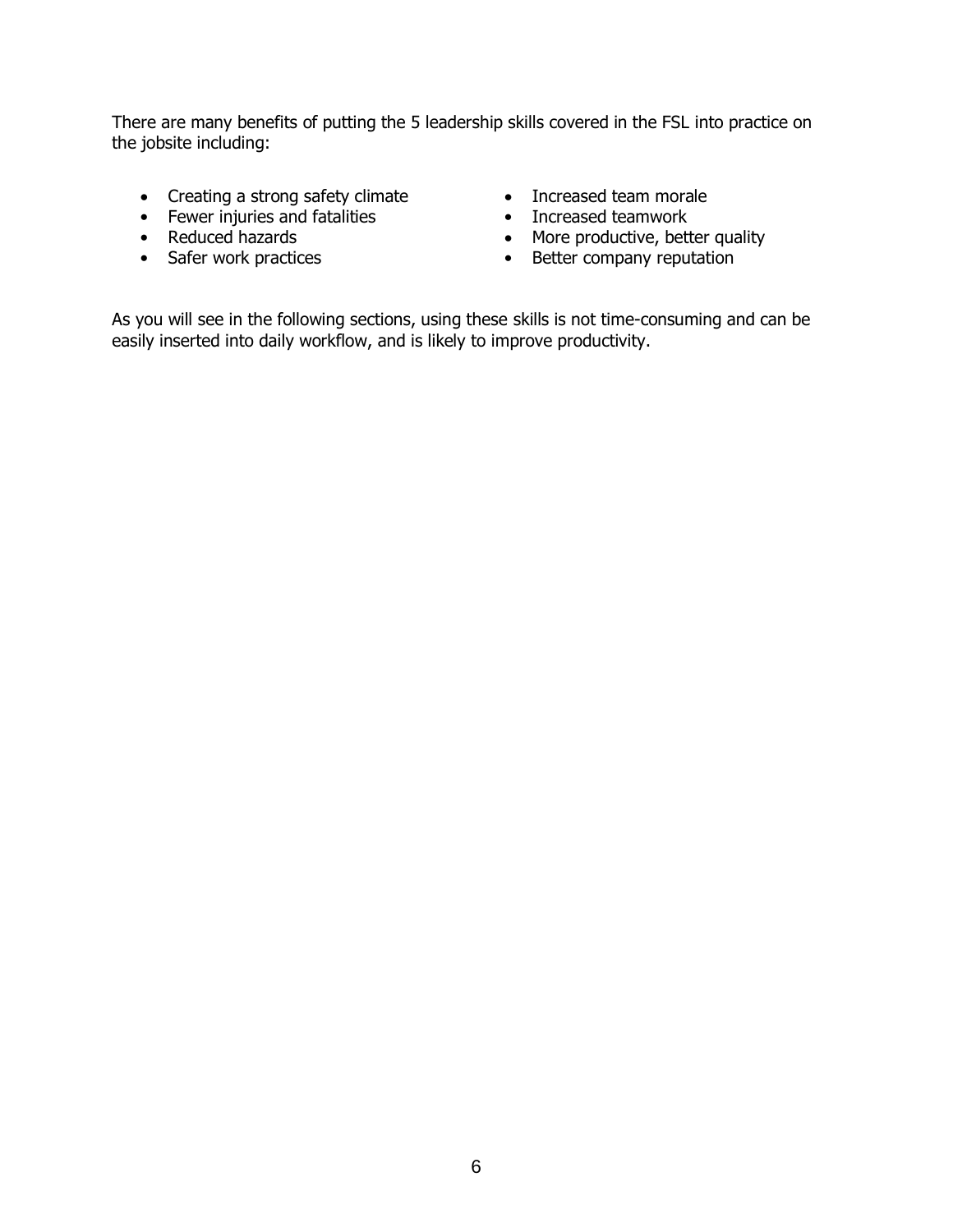There are many benefits of putting the 5 leadership skills covered in the FSL into practice on the jobsite including:

- Creating a strong safety climate
- Fewer injuries and fatalities
- Reduced hazards
- Safer work practices
- Increased team morale
- Increased teamwork
- More productive, better quality
- Better company reputation

As you will see in the following sections, using these skills is not time-consuming and can be easily inserted into daily workflow, and is likely to improve productivity.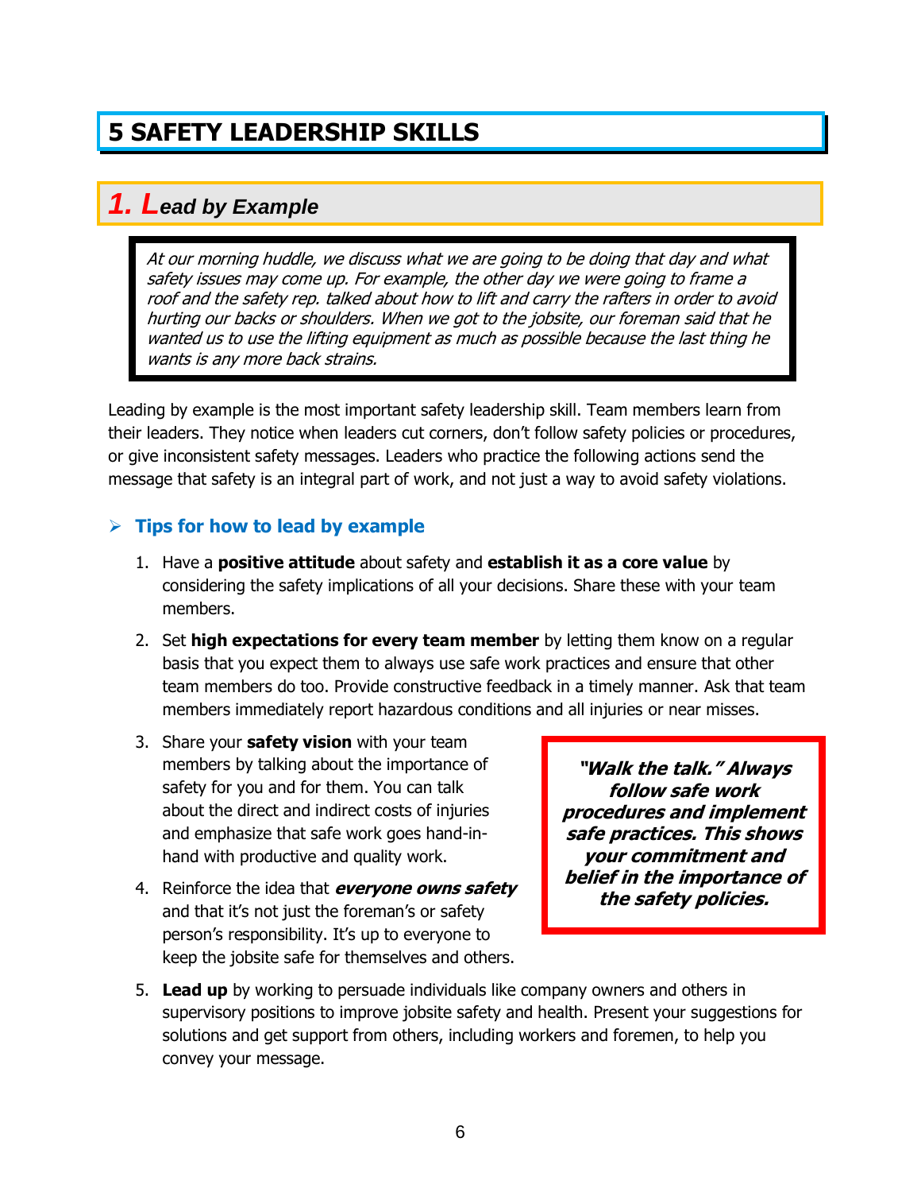# 5 SAFETY LEADERSHIP SKILLS

## 1. Lead by Example

> *At our morning huddle, we discuss what we are going to be doing that day and what safety issues may come up. For example, the other day we were going to frame a roof and the safety rep. talked about how to lift and carry the rafters in order to avoid hurting our backs or shoulders. When we got to the jobsite, our foreman said that he wanted us to use the lifting equipment as much as possible because the last thing he wants is any more back strains.*

Leading by example is the most important safety leadership skill. Team members learn from their leaders. They notice when leaders cut corners, don't follow safety policies or procedures, or give inconsistent safety messages. Leaders who practice the following actions send the message that safety is an integral part of work, and not just a way to avoid safety violations.

### Tips for how to lead by example

1. Have a **positive attitude** about safety and **establish it as a core value** by considering the safety implications of all your decisions. Share these with your team members.
2. Set **high expectations for every team member** by letting them know on a regular basis that you expect them to always use safe work practices and ensure that other team members do too. Provide constructive feedback in a timely manner. Ask that team members immediately report hazardous conditions and all injuries or near misses.
3. Share your **safety vision** with your team members by talking about the importance of safety for you and for them. You can talk about the direct and indirect costs of injuries and emphasize that safe work goes hand-in-hand with productive and quality work.
4. Reinforce the idea that ***everyone owns safety*** and that it's not just the foreman's or safety person's responsibility. It's up to everyone to keep the jobsite safe for themselves and others.
5. **Lead up** by working to persuade individuals like company owners and others in supervisory positions to improve jobsite safety and health. Present your suggestions for solutions and get support from others, including workers and foremen, to help you convey your message.

> ***"Walk the talk." Always follow safe work procedures and implement safe practices. This shows your commitment and belief in the importance of the safety policies.***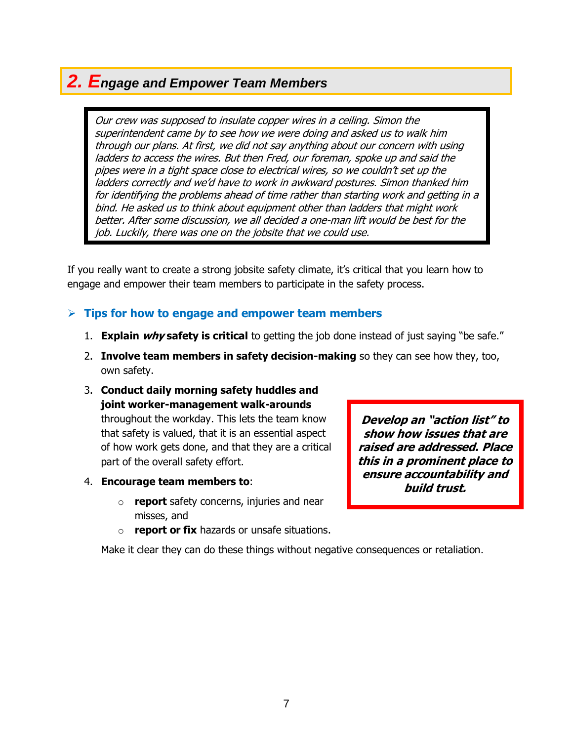## 2. Engage and Empower Team Members

> *Our crew was supposed to insulate copper wires in a ceiling. Simon the superintendent came by to see how we were doing and asked us to walk him through our plans. At first, we did not say anything about our concern with using ladders to access the wires. But then Fred, our foreman, spoke up and said the pipes were in a tight space close to electrical wires, so we couldn't set up the ladders correctly and we'd have to work in awkward postures. Simon thanked him for identifying the problems ahead of time rather than starting work and getting in a bind. He asked us to think about equipment other than ladders that might work better. After some discussion, we all decided a one-man lift would be best for the job. Luckily, there was one on the jobsite that we could use.*

If you really want to create a strong jobsite safety climate, it's critical that you learn how to engage and empower their team members to participate in the safety process.

### Tips for how to engage and empower team members

1. **Explain *why* safety is critical** to getting the job done instead of just saying "be safe."
2. **Involve team members in safety decision-making** so they can see how they, too, own safety.
3. **Conduct daily morning safety huddles and joint worker-management walk-arounds** throughout the workday. This lets the team know that safety is valued, that it is an essential aspect of how work gets done, and that they are a critical part of the overall safety effort.
4. **Encourage team members to**:
   - **report** safety concerns, injuries and near misses, and
   - **report or fix** hazards or unsafe situations.

   Make it clear they can do these things without negative consequences or retaliation.

> ***Develop an "action list" to show how issues that are raised are addressed. Place this in a prominent place to ensure accountability and build trust.***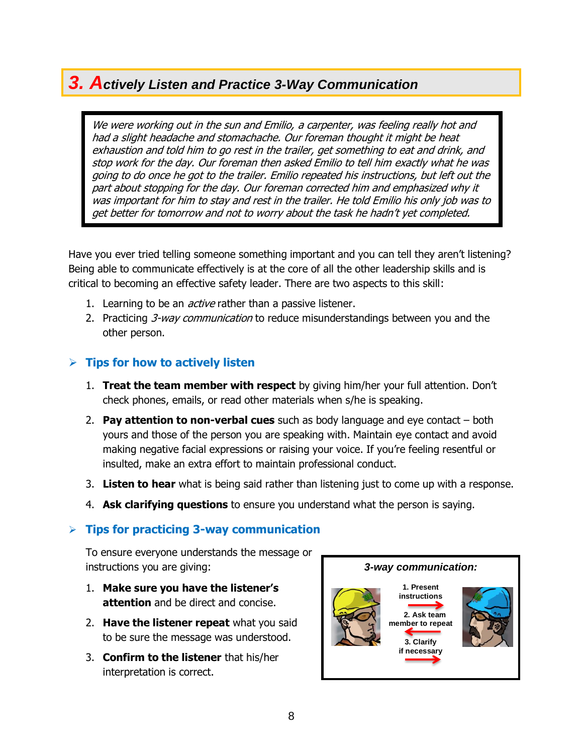## 3. Actively Listen and Practice 3-Way Communication

> *We were working out in the sun and Emilio, a carpenter, was feeling really hot and had a slight headache and stomachache. Our foreman thought it might be heat exhaustion and told him to go rest in the trailer, get something to eat and drink, and stop work for the day. Our foreman then asked Emilio to tell him exactly what he was going to do once he got to the trailer. Emilio repeated his instructions, but left out the part about stopping for the day. Our foreman corrected him and emphasized why it was important for him to stay and rest in the trailer. He told Emilio his only job was to get better for tomorrow and not to worry about the task he hadn't yet completed.*

Have you ever tried telling someone something important and you can tell they aren't listening? Being able to communicate effectively is at the core of all the other leadership skills and is critical to becoming an effective safety leader. There are two aspects to this skill:

1. Learning to be an *active* rather than a passive listener.
2. Practicing *3-way communication* to reduce misunderstandings between you and the other person.

### Tips for how to actively listen

1. **Treat the team member with respect** by giving him/her your full attention. Don't check phones, emails, or read other materials when s/he is speaking.
2. **Pay attention to non-verbal cues** such as body language and eye contact – both yours and those of the person you are speaking with. Maintain eye contact and avoid making negative facial expressions or raising your voice. If you're feeling resentful or insulted, make an extra effort to maintain professional conduct.
3. **Listen to hear** what is being said rather than listening just to come up with a response.
4. **Ask clarifying questions** to ensure you understand what the person is saying.

### Tips for practicing 3-way communication

To ensure everyone understands the message or instructions you are giving:

1. **Make sure you have the listener's attention** and be direct and concise.
2. **Have the listener repeat** what you said to be sure the message was understood.
3. **Confirm to the listener** that his/her interpretation is correct.

**3-way communication:**

1. Present instructions
2. Ask team member to repeat
3. Clarify if necessary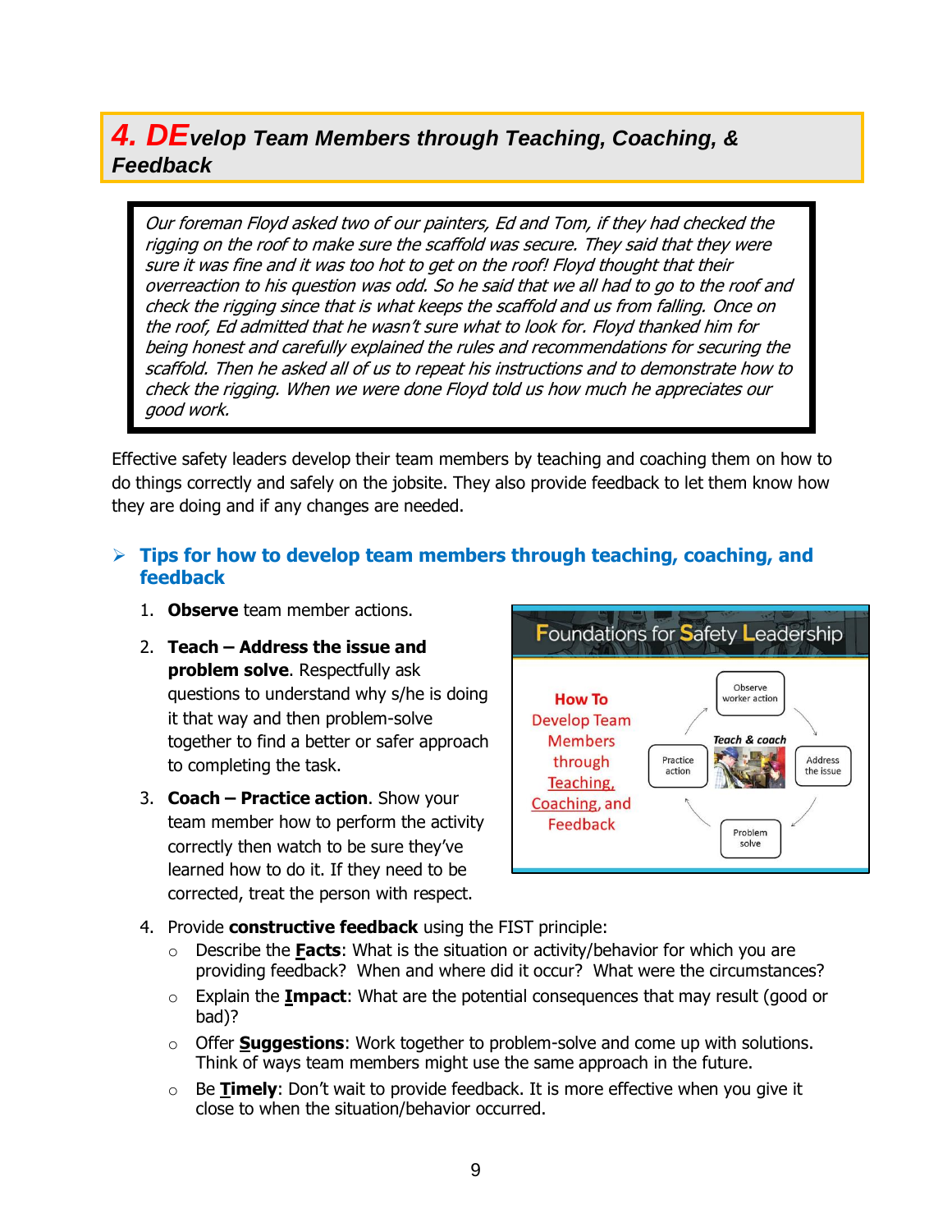## 4. DEvelop Team Members through Teaching, Coaching, & Feedback

> *Our foreman Floyd asked two of our painters, Ed and Tom, if they had checked the rigging on the roof to make sure the scaffold was secure. They said that they were sure it was fine and it was too hot to get on the roof! Floyd thought that their overreaction to his question was odd. So he said that we all had to go to the roof and check the rigging since that is what keeps the scaffold and us from falling. Once on the roof, Ed admitted that he wasn't sure what to look for. Floyd thanked him for being honest and carefully explained the rules and recommendations for securing the scaffold. Then he asked all of us to repeat his instructions and to demonstrate how to check the rigging. When we were done Floyd told us how much he appreciates our good work.*

Effective safety leaders develop their team members by teaching and coaching them on how to do things correctly and safely on the jobsite. They also provide feedback to let them know how they are doing and if any changes are needed.

### Tips for how to develop team members through teaching, coaching, and feedback

1. **Observe** team member actions.
2. **Teach – Address the issue and problem solve**. Respectfully ask questions to understand why s/he is doing it that way and then problem-solve together to find a better or safer approach to completing the task.
3. **Coach – Practice action**. Show your team member how to perform the activity correctly then watch to be sure they've learned how to do it. If they need to be corrected, treat the person with respect.

Foundations for Safety Leadership

How To Develop Team Members through Teaching, Coaching, and Feedback

Observe worker action → Address the issue → Problem solve → Practice action (Teach & coach)

4. Provide **constructive feedback** using the FIST principle:
   - Describe the **Facts**: What is the situation or activity/behavior for which you are providing feedback? When and where did it occur? What were the circumstances?
   - Explain the **Impact**: What are the potential consequences that may result (good or bad)?
   - Offer **Suggestions**: Work together to problem-solve and come up with solutions. Think of ways team members might use the same approach in the future.
   - Be **Timely**: Don't wait to provide feedback. It is more effective when you give it close to when the situation/behavior occurred.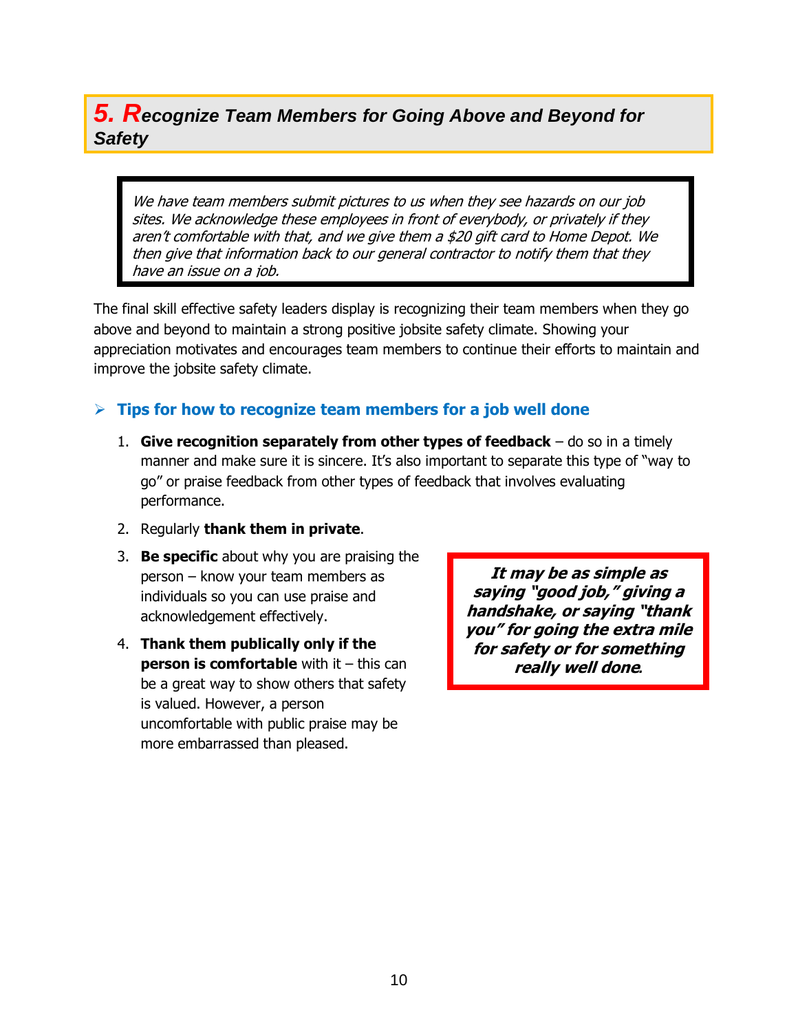## 5. Recognize Team Members for Going Above and Beyond for Safety

> *We have team members submit pictures to us when they see hazards on our job sites. We acknowledge these employees in front of everybody, or privately if they aren't comfortable with that, and we give them a $20 gift card to Home Depot. We then give that information back to our general contractor to notify them that they have an issue on a job.*

The final skill effective safety leaders display is recognizing their team members when they go above and beyond to maintain a strong positive jobsite safety climate. Showing your appreciation motivates and encourages team members to continue their efforts to maintain and improve the jobsite safety climate.

### ➢ Tips for how to recognize team members for a job well done

1. **Give recognition separately from other types of feedback** – do so in a timely manner and make sure it is sincere. It's also important to separate this type of "way to go" or praise feedback from other types of feedback that involves evaluating performance.
2. Regularly **thank them in private**.
3. **Be specific** about why you are praising the person – know your team members as individuals so you can use praise and acknowledgement effectively.
4. **Thank them publically only if the person is comfortable** with it – this can be a great way to show others that safety is valued. However, a person uncomfortable with public praise may be more embarrassed than pleased.

> ***It may be as simple as saying "good job," giving a handshake, or saying "thank you" for going the extra mile for safety or for something really well done.***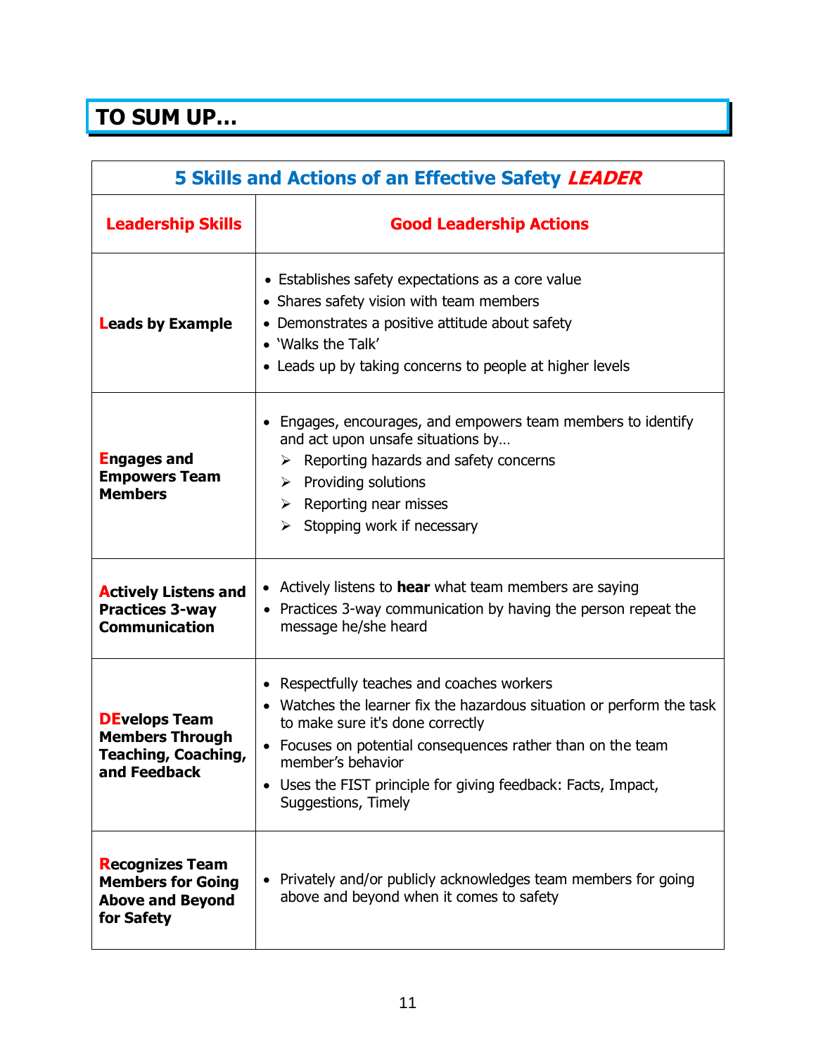# TO SUM UP…

| 5 Skills and Actions of an Effective Safety ***LEADER*** | |
|---|---|
| **Leadership Skills** | **Good Leadership Actions** |
| **Leads by Example** | • Establishes safety expectations as a core value<br>• Shares safety vision with team members<br>• Demonstrates a positive attitude about safety<br>• 'Walks the Talk'<br>• Leads up by taking concerns to people at higher levels |
| **Engages and Empowers Team Members** | • Engages, encourages, and empowers team members to identify and act upon unsafe situations by…<br>➢ Reporting hazards and safety concerns<br>➢ Providing solutions<br>➢ Reporting near misses<br>➢ Stopping work if necessary |
| **Actively Listens and Practices 3-way Communication** | • Actively listens to **hear** what team members are saying<br>• Practices 3-way communication by having the person repeat the message he/she heard |
| **DEvelops Team Members Through Teaching, Coaching, and Feedback** | • Respectfully teaches and coaches workers<br>• Watches the learner fix the hazardous situation or perform the task to make sure it's done correctly<br>• Focuses on potential consequences rather than on the team member's behavior<br>• Uses the FIST principle for giving feedback: Facts, Impact, Suggestions, Timely |
| **Recognizes Team Members for Going Above and Beyond for Safety** | • Privately and/or publicly acknowledges team members for going above and beyond when it comes to safety |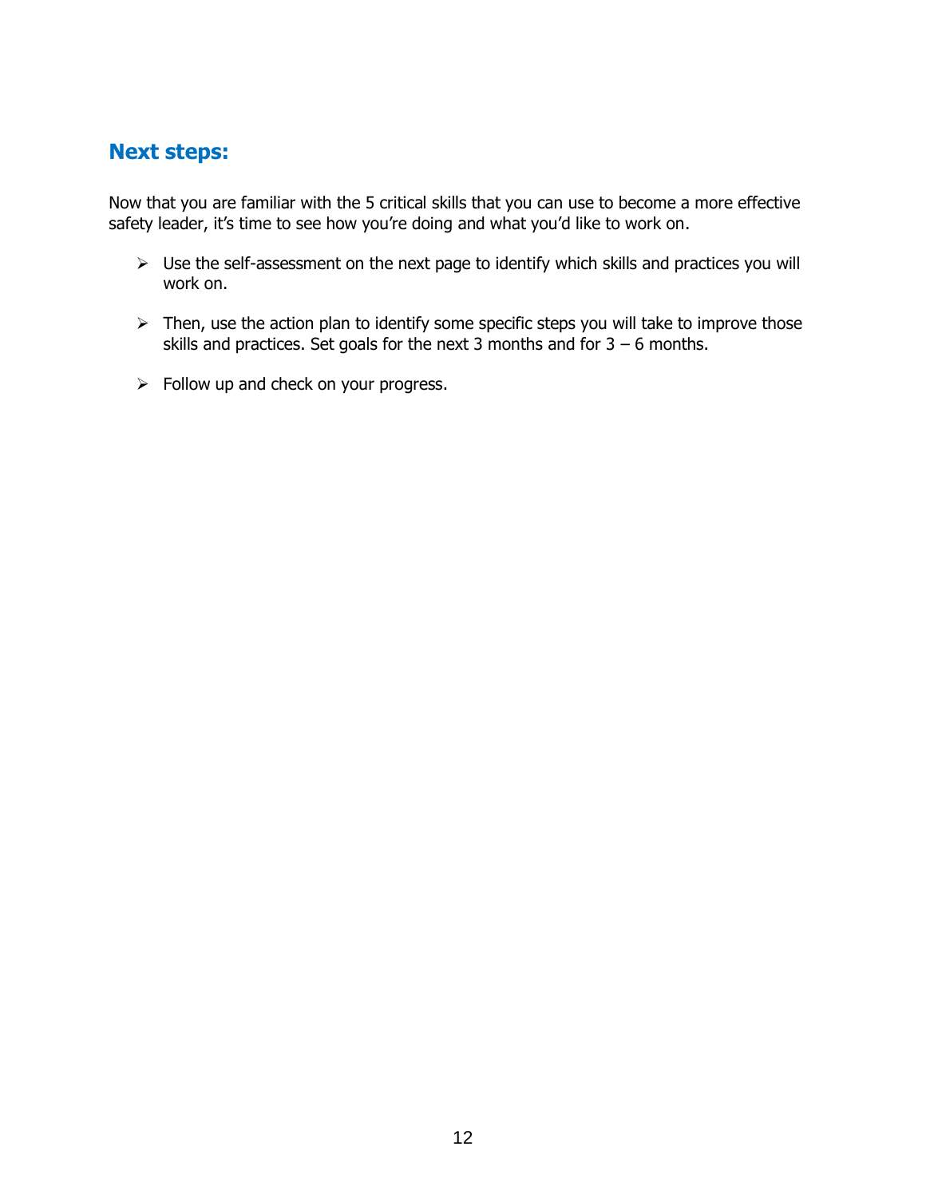## Next steps:

Now that you are familiar with the 5 critical skills that you can use to become a more effective safety leader, it's time to see how you're doing and what you'd like to work on.

- Use the self-assessment on the next page to identify which skills and practices you will work on.
- Then, use the action plan to identify some specific steps you will take to improve those skills and practices. Set goals for the next 3 months and for 3 – 6 months.
- Follow up and check on your progress.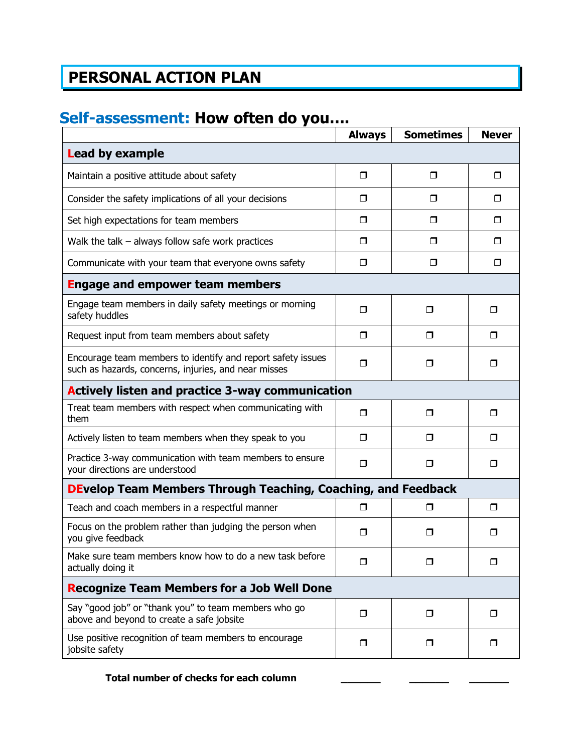# PERSONAL ACTION PLAN

## Self-assessment: How often do you….

| | Always | Sometimes | Never |
|---|---|---|---|
| **Lead by example** | | | |
| Maintain a positive attitude about safety | ❐ | ❐ | ❐ |
| Consider the safety implications of all your decisions | ❐ | ❐ | ❐ |
| Set high expectations for team members | ❐ | ❐ | ❐ |
| Walk the talk – always follow safe work practices | ❐ | ❐ | ❐ |
| Communicate with your team that everyone owns safety | ❐ | ❐ | ❐ |
| **Engage and empower team members** | | | |
| Engage team members in daily safety meetings or morning safety huddles | ❐ | ❐ | ❐ |
| Request input from team members about safety | ❐ | ❐ | ❐ |
| Encourage team members to identify and report safety issues such as hazards, concerns, injuries, and near misses | ❐ | ❐ | ❐ |
| **Actively listen and practice 3-way communication** | | | |
| Treat team members with respect when communicating with them | ❐ | ❐ | ❐ |
| Actively listen to team members when they speak to you | ❐ | ❐ | ❐ |
| Practice 3-way communication with team members to ensure your directions are understood | ❐ | ❐ | ❐ |
| **DEvelop Team Members Through Teaching, Coaching, and Feedback** | | | |
| Teach and coach members in a respectful manner | ❐ | ❐ | ❐ |
| Focus on the problem rather than judging the person when you give feedback | ❐ | ❐ | ❐ |
| Make sure team members know how to do a new task before actually doing it | ❐ | ❐ | ❐ |
| **Recognize Team Members for a Job Well Done** | | | |
| Say "good job" or "thank you" to team members who go above and beyond to create a safe jobsite | ❐ | ❐ | ❐ |
| Use positive recognition of team members to encourage jobsite safety | ❐ | ❐ | ❐ |
| **Total number of checks for each column** | _______ | _______ | _______ |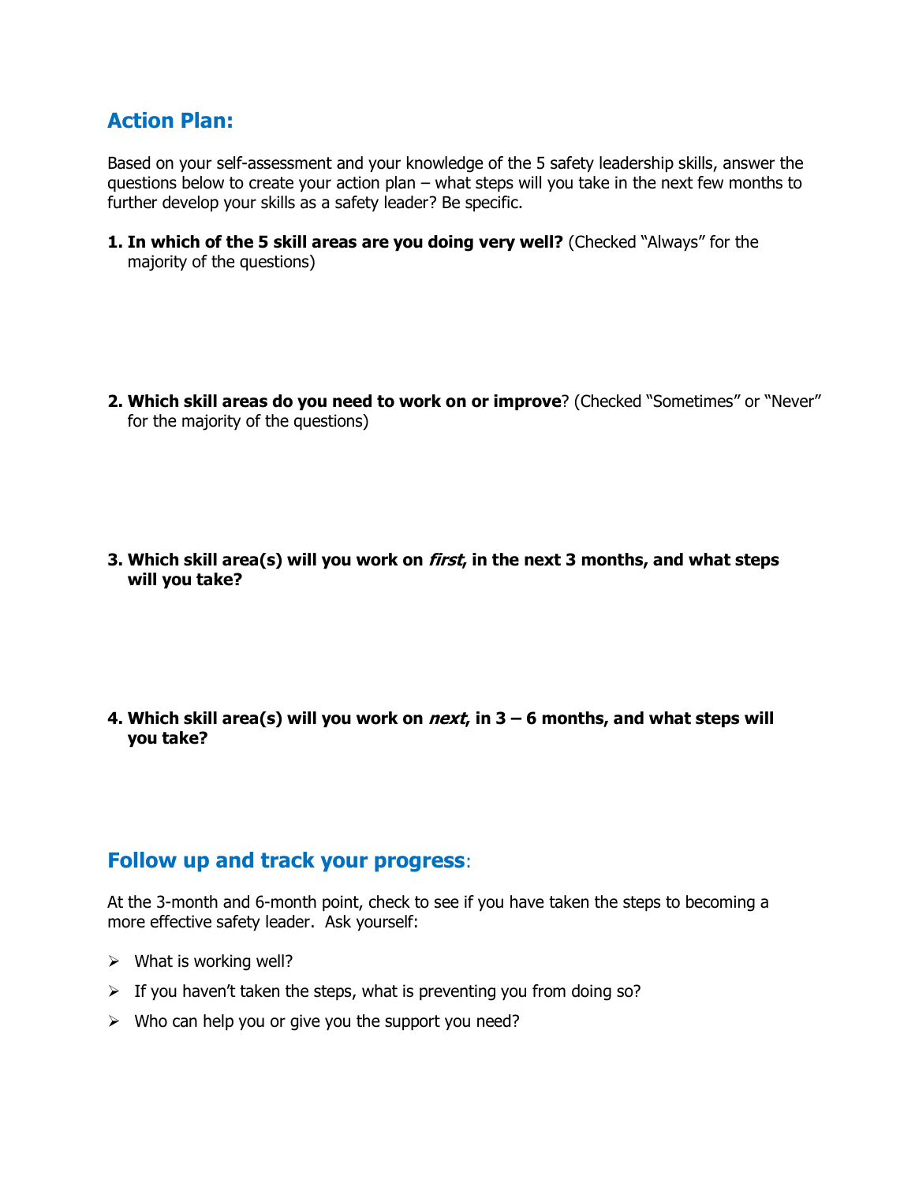## Action Plan:

Based on your self-assessment and your knowledge of the 5 safety leadership skills, answer the questions below to create your action plan – what steps will you take in the next few months to further develop your skills as a safety leader? Be specific.

1. **In which of the 5 skill areas are you doing very well?** (Checked "Always" for the majority of the questions)

2. **Which skill areas do you need to work on or improve**? (Checked "Sometimes" or "Never" for the majority of the questions)

3. **Which skill area(s) will you work on *first*, in the next 3 months, and what steps will you take?**

4. **Which skill area(s) will you work on *next*, in 3 – 6 months, and what steps will you take?**

## Follow up and track your progress:

At the 3-month and 6-month point, check to see if you have taken the steps to becoming a more effective safety leader. Ask yourself:

- What is working well?
- If you haven't taken the steps, what is preventing you from doing so?
- Who can help you or give you the support you need?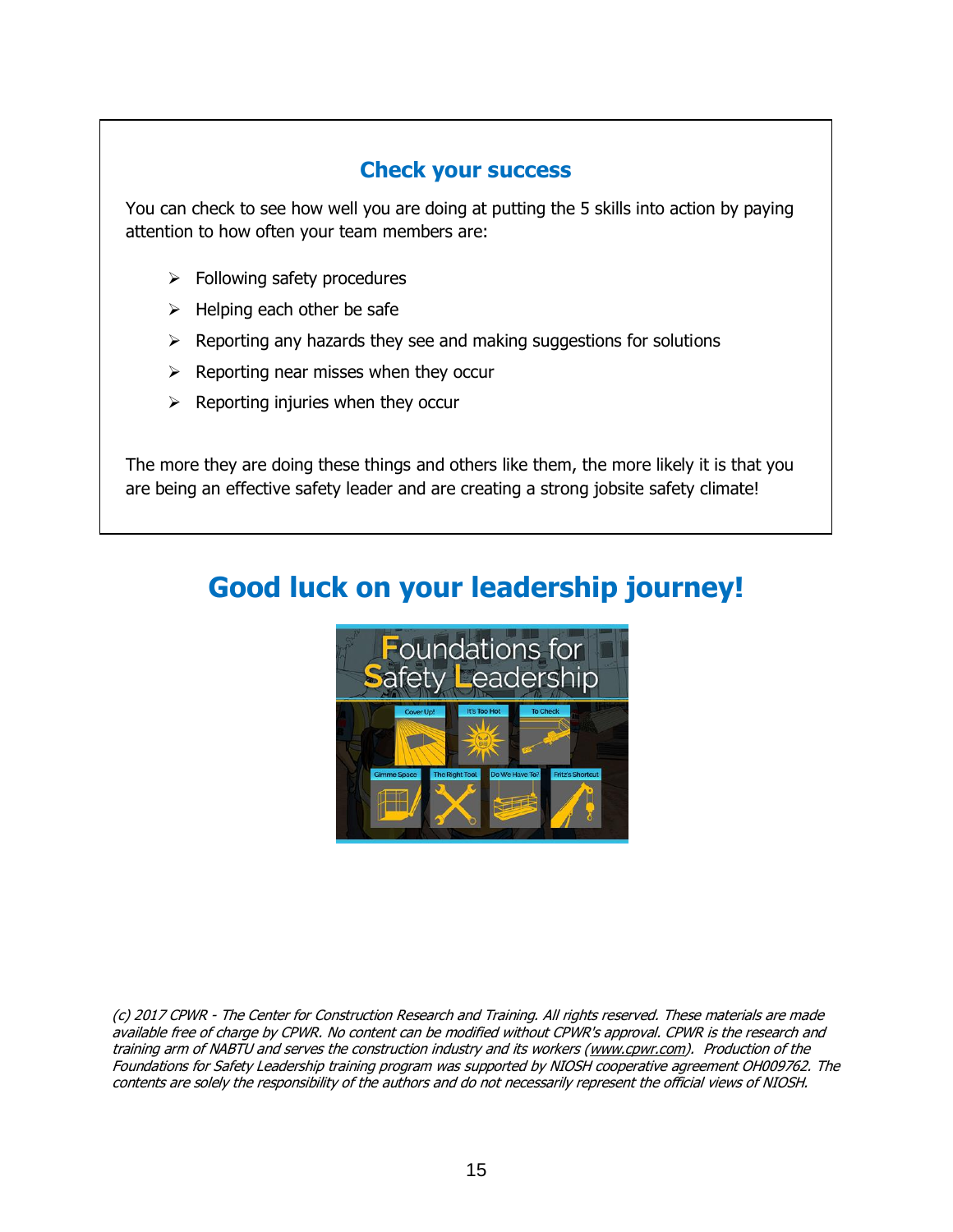## Check your success

You can check to see how well you are doing at putting the 5 skills into action by paying attention to how often your team members are:

- Following safety procedures
- Helping each other be safe
- Reporting any hazards they see and making suggestions for solutions
- Reporting near misses when they occur
- Reporting injuries when they occur

The more they are doing these things and others like them, the more likely it is that you are being an effective safety leader and are creating a strong jobsite safety climate!

# Good luck on your leadership journey!

*(c) 2017 CPWR - The Center for Construction Research and Training. All rights reserved. These materials are made available free of charge by CPWR. No content can be modified without CPWR's approval. CPWR is the research and training arm of NABTU and serves the construction industry and its workers (www.cpwr.com). Production of the Foundations for Safety Leadership training program was supported by NIOSH cooperative agreement OH009762. The contents are solely the responsibility of the authors and do not necessarily represent the official views of NIOSH.*